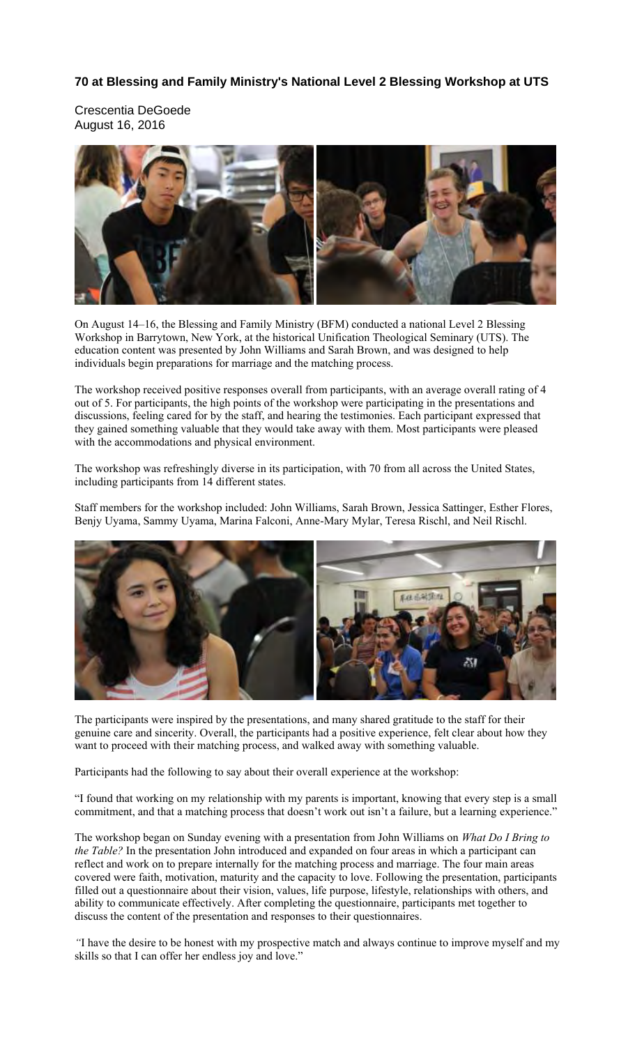# 70 at Blessing and Family Ministry's National Level 2 Blessing Workshop at UTS

Crescentia DeGoede
August 16, 2016

On August 14–16, the Blessing and Family Ministry (BFM) conducted a national Level 2 Blessing Workshop in Barrytown, New York, at the historical Unification Theological Seminary (UTS). The education content was presented by John Williams and Sarah Brown, and was designed to help individuals begin preparations for marriage and the matching process.

The workshop received positive responses overall from participants, with an average overall rating of 4 out of 5. For participants, the high points of the workshop were participating in the presentations and discussions, feeling cared for by the staff, and hearing the testimonies. Each participant expressed that they gained something valuable that they would take away with them. Most participants were pleased with the accommodations and physical environment.

The workshop was refreshingly diverse in its participation, with 70 from all across the United States, including participants from 14 different states.

Staff members for the workshop included: John Williams, Sarah Brown, Jessica Sattinger, Esther Flores, Benjy Uyama, Sammy Uyama, Marina Falconi, Anne-Mary Mylar, Teresa Rischl, and Neil Rischl.

The participants were inspired by the presentations, and many shared gratitude to the staff for their genuine care and sincerity. Overall, the participants had a positive experience, felt clear about how they want to proceed with their matching process, and walked away with something valuable.

Participants had the following to say about their overall experience at the workshop:

"I found that working on my relationship with my parents is important, knowing that every step is a small commitment, and that a matching process that doesn't work out isn't a failure, but a learning experience."

The workshop began on Sunday evening with a presentation from John Williams on *What Do I Bring to the Table?* In the presentation John introduced and expanded on four areas in which a participant can reflect and work on to prepare internally for the matching process and marriage. The four main areas covered were faith, motivation, maturity and the capacity to love. Following the presentation, participants filled out a questionnaire about their vision, values, life purpose, lifestyle, relationships with others, and ability to communicate effectively. After completing the questionnaire, participants met together to discuss the content of the presentation and responses to their questionnaires.

"I have the desire to be honest with my prospective match and always continue to improve myself and my skills so that I can offer her endless joy and love."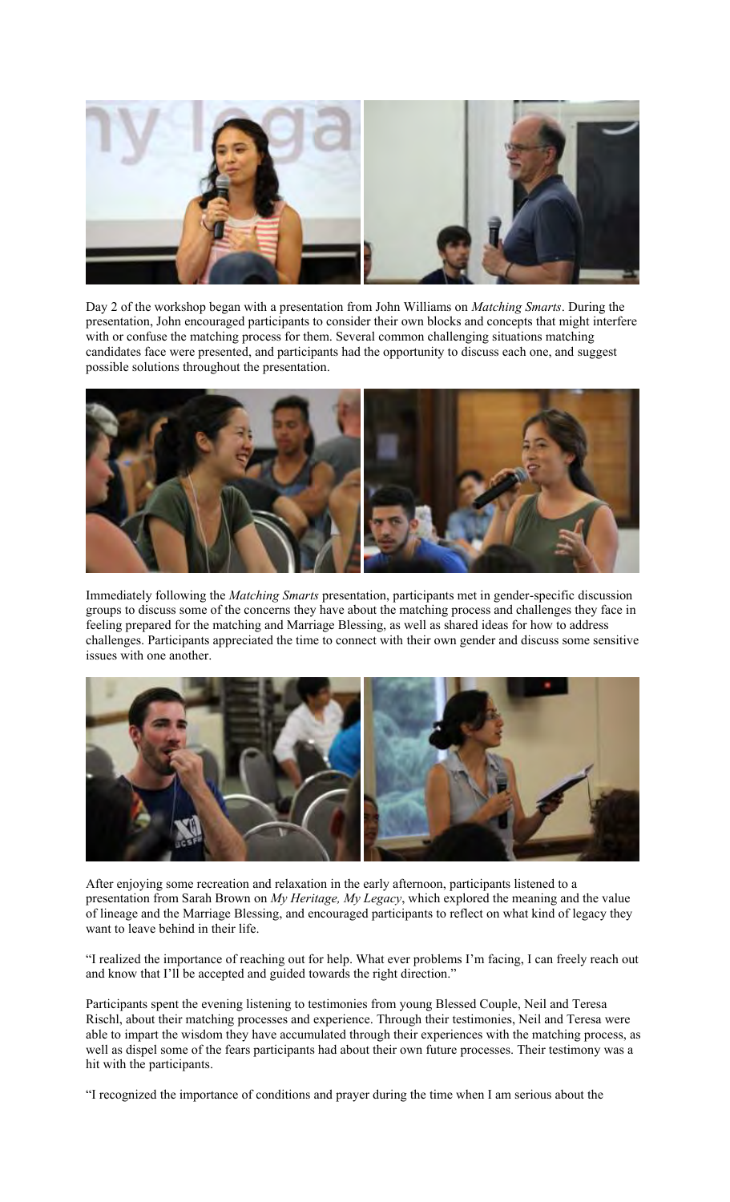Day 2 of the workshop began with a presentation from John Williams on *Matching Smarts*. During the presentation, John encouraged participants to consider their own blocks and concepts that might interfere with or confuse the matching process for them. Several common challenging situations matching candidates face were presented, and participants had the opportunity to discuss each one, and suggest possible solutions throughout the presentation.

Immediately following the *Matching Smarts* presentation, participants met in gender-specific discussion groups to discuss some of the concerns they have about the matching process and challenges they face in feeling prepared for the matching and Marriage Blessing, as well as shared ideas for how to address challenges. Participants appreciated the time to connect with their own gender and discuss some sensitive issues with one another.

After enjoying some recreation and relaxation in the early afternoon, participants listened to a presentation from Sarah Brown on *My Heritage, My Legacy*, which explored the meaning and the value of lineage and the Marriage Blessing, and encouraged participants to reflect on what kind of legacy they want to leave behind in their life.

"I realized the importance of reaching out for help. What ever problems I'm facing, I can freely reach out and know that I'll be accepted and guided towards the right direction."

Participants spent the evening listening to testimonies from young Blessed Couple, Neil and Teresa Rischl, about their matching processes and experience. Through their testimonies, Neil and Teresa were able to impart the wisdom they have accumulated through their experiences with the matching process, as well as dispel some of the fears participants had about their own future processes. Their testimony was a hit with the participants.

"I recognized the importance of conditions and prayer during the time when I am serious about the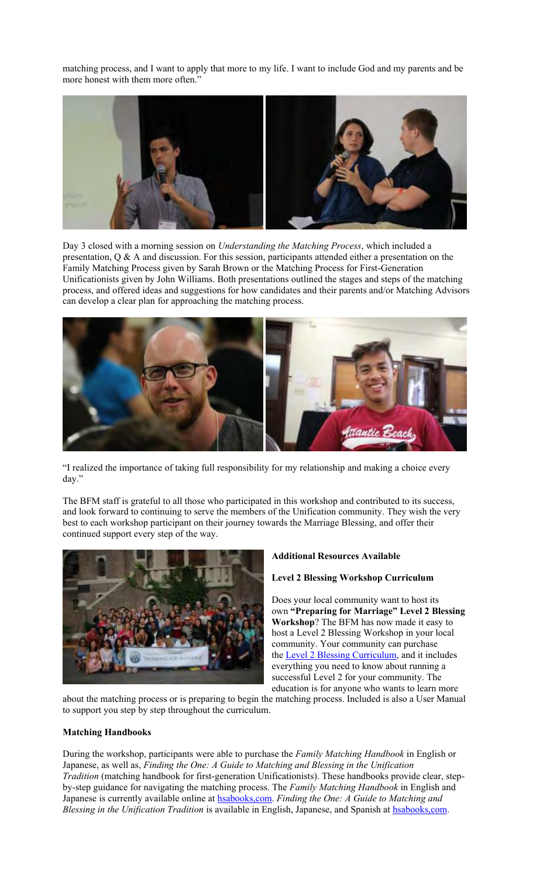matching process, and I want to apply that more to my life. I want to include God and my parents and be more honest with them more often."

Day 3 closed with a morning session on *Understanding the Matching Process*, which included a presentation, Q & A and discussion. For this session, participants attended either a presentation on the Family Matching Process given by Sarah Brown or the Matching Process for First-Generation Unificationists given by John Williams. Both presentations outlined the stages and steps of the matching process, and offered ideas and suggestions for how candidates and their parents and/or Matching Advisors can develop a clear plan for approaching the matching process.

"I realized the importance of taking full responsibility for my relationship and making a choice every day."

The BFM staff is grateful to all those who participated in this workshop and contributed to its success, and look forward to continuing to serve the members of the Unification community. They wish the very best to each workshop participant on their journey towards the Marriage Blessing, and offer their continued support every step of the way.

**Additional Resources Available**

**Level 2 Blessing Workshop Curriculum**

Does your local community want to host its own **"Preparing for Marriage" Level 2 Blessing Workshop**? The BFM has now made it easy to host a Level 2 Blessing Workshop in your local community. Your community can purchase the [Level 2 Blessing Curriculum](), and it includes everything you need to know about running a successful Level 2 for your community. The education is for anyone who wants to learn more about the matching process or is preparing to begin the matching process. Included is also a User Manual to support you step by step throughout the curriculum.

**Matching Handbooks**

During the workshop, participants were able to purchase the *Family Matching Handbook* in English or Japanese, as well as, *Finding the One: A Guide to Matching and Blessing in the Unification Tradition* (matching handbook for first-generation Unificationists). These handbooks provide clear, step-by-step guidance for navigating the matching process. The *Family Matching Handbook* in English and Japanese is currently available online at [hsabooks,com](). *Finding the One: A Guide to Matching and Blessing in the Unification Tradition* is available in English, Japanese, and Spanish at [hsabooks,com]().